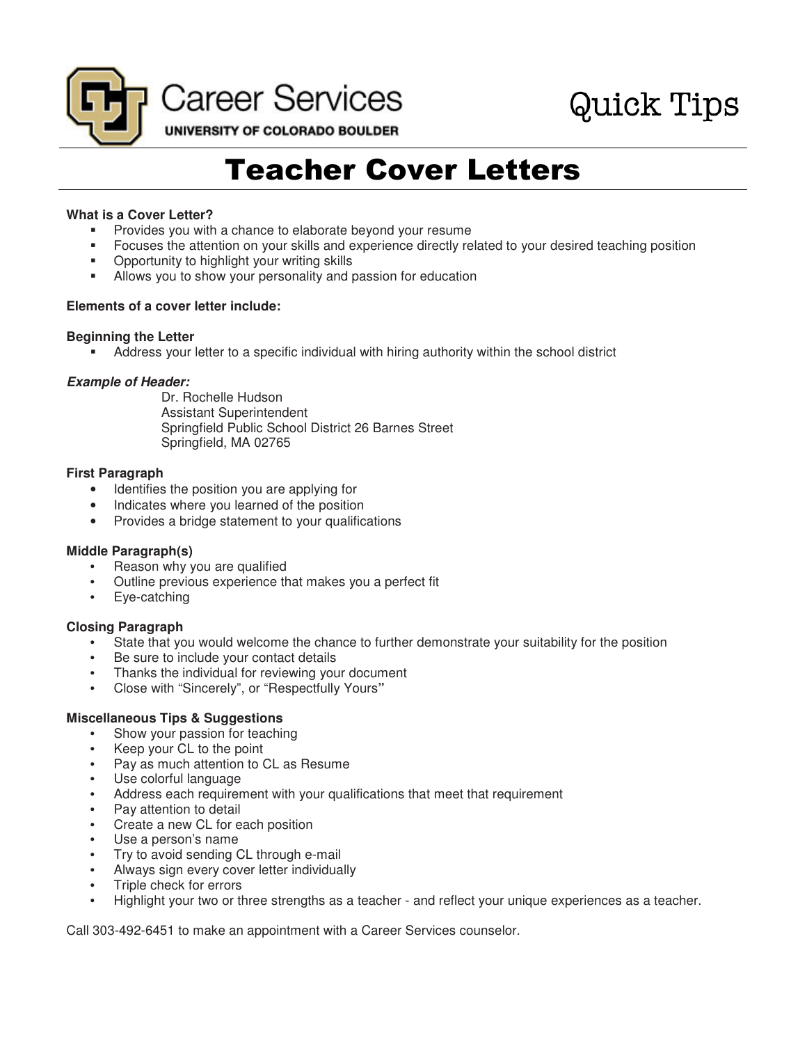Career Services
UNIVERSITY OF COLORADO BOULDER

Quick Tips

# Teacher Cover Letters

**What is a Cover Letter?**

- Provides you with a chance to elaborate beyond your resume
- Focuses the attention on your skills and experience directly related to your desired teaching position
- Opportunity to highlight your writing skills
- Allows you to show your personality and passion for education

**Elements of a cover letter include:**

**Beginning the Letter**

- Address your letter to a specific individual with hiring authority within the school district

***Example of Header:***

Dr. Rochelle Hudson
Assistant Superintendent
Springfield Public School District 26 Barnes Street
Springfield, MA 02765

**First Paragraph**

- Identifies the position you are applying for
- Indicates where you learned of the position
- Provides a bridge statement to your qualifications

**Middle Paragraph(s)**

- Reason why you are qualified
- Outline previous experience that makes you a perfect fit
- Eye-catching

**Closing Paragraph**

- State that you would welcome the chance to further demonstrate your suitability for the position
- Be sure to include your contact details
- Thanks the individual for reviewing your document
- Close with "Sincerely", or "Respectfully Yours"

**Miscellaneous Tips & Suggestions**

- Show your passion for teaching
- Keep your CL to the point
- Pay as much attention to CL as Resume
- Use colorful language
- Address each requirement with your qualifications that meet that requirement
- Pay attention to detail
- Create a new CL for each position
- Use a person's name
- Try to avoid sending CL through e-mail
- Always sign every cover letter individually
- Triple check for errors
- Highlight your two or three strengths as a teacher - and reflect your unique experiences as a teacher.

Call 303-492-6451 to make an appointment with a Career Services counselor.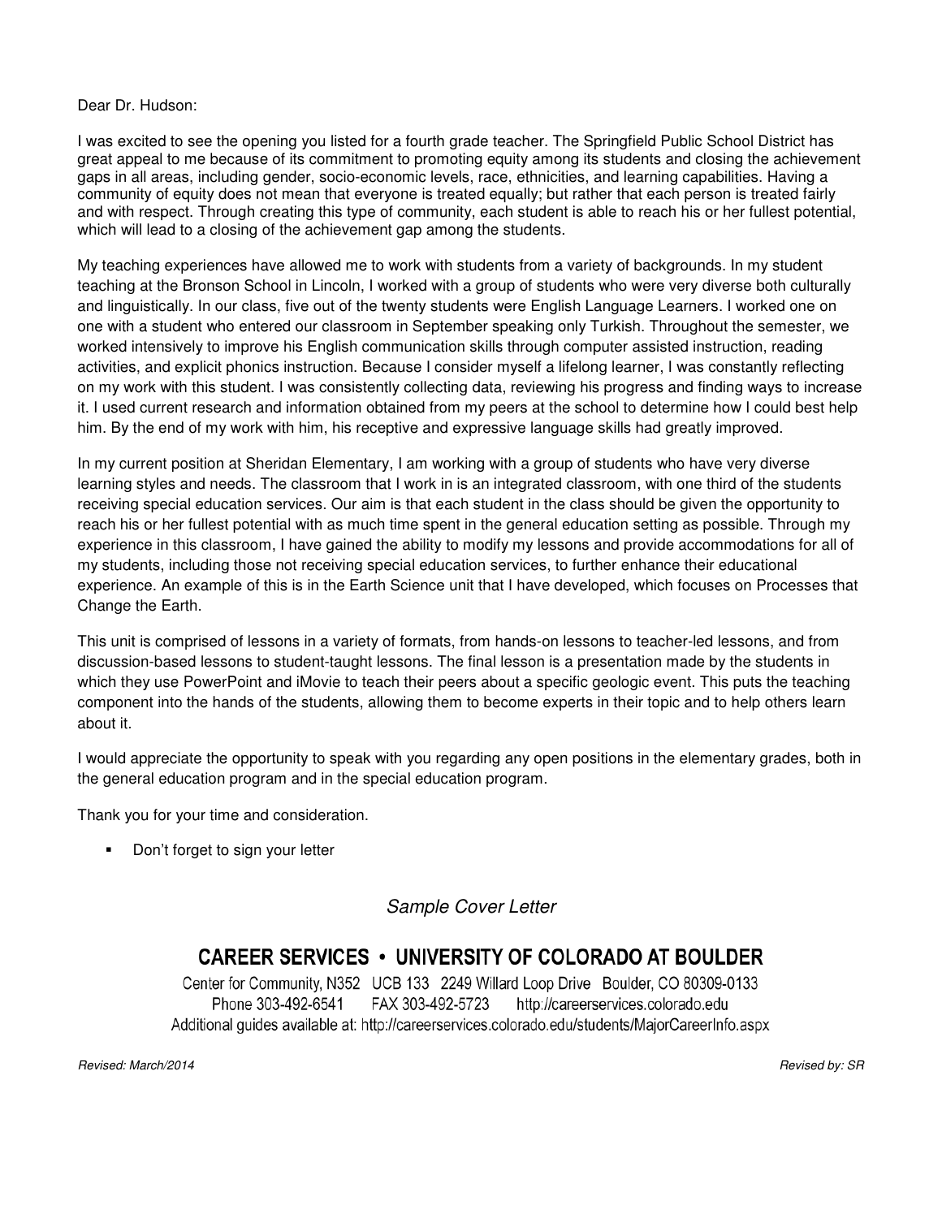Dear Dr. Hudson:

I was excited to see the opening you listed for a fourth grade teacher. The Springfield Public School District has great appeal to me because of its commitment to promoting equity among its students and closing the achievement gaps in all areas, including gender, socio-economic levels, race, ethnicities, and learning capabilities. Having a community of equity does not mean that everyone is treated equally; but rather that each person is treated fairly and with respect. Through creating this type of community, each student is able to reach his or her fullest potential, which will lead to a closing of the achievement gap among the students.

My teaching experiences have allowed me to work with students from a variety of backgrounds. In my student teaching at the Bronson School in Lincoln, I worked with a group of students who were very diverse both culturally and linguistically. In our class, five out of the twenty students were English Language Learners. I worked one on one with a student who entered our classroom in September speaking only Turkish. Throughout the semester, we worked intensively to improve his English communication skills through computer assisted instruction, reading activities, and explicit phonics instruction. Because I consider myself a lifelong learner, I was constantly reflecting on my work with this student. I was consistently collecting data, reviewing his progress and finding ways to increase it. I used current research and information obtained from my peers at the school to determine how I could best help him. By the end of my work with him, his receptive and expressive language skills had greatly improved.

In my current position at Sheridan Elementary, I am working with a group of students who have very diverse learning styles and needs. The classroom that I work in is an integrated classroom, with one third of the students receiving special education services. Our aim is that each student in the class should be given the opportunity to reach his or her fullest potential with as much time spent in the general education setting as possible. Through my experience in this classroom, I have gained the ability to modify my lessons and provide accommodations for all of my students, including those not receiving special education services, to further enhance their educational experience. An example of this is in the Earth Science unit that I have developed, which focuses on Processes that Change the Earth.

This unit is comprised of lessons in a variety of formats, from hands-on lessons to teacher-led lessons, and from discussion-based lessons to student-taught lessons. The final lesson is a presentation made by the students in which they use PowerPoint and iMovie to teach their peers about a specific geologic event. This puts the teaching component into the hands of the students, allowing them to become experts in their topic and to help others learn about it.

I would appreciate the opportunity to speak with you regarding any open positions in the elementary grades, both in the general education program and in the special education program.

Thank you for your time and consideration.

- Don't forget to sign your letter

*Sample Cover Letter*

**CAREER SERVICES • UNIVERSITY OF COLORADO AT BOULDER**

Center for Community, N352 UCB 133 2249 Willard Loop Drive Boulder, CO 80309-0133
Phone 303-492-6541 FAX 303-492-5723 http://careerservices.colorado.edu
Additional guides available at: http://careerservices.colorado.edu/students/MajorCareerInfo.aspx

*Revised: March/2014* *Revised by: SR*